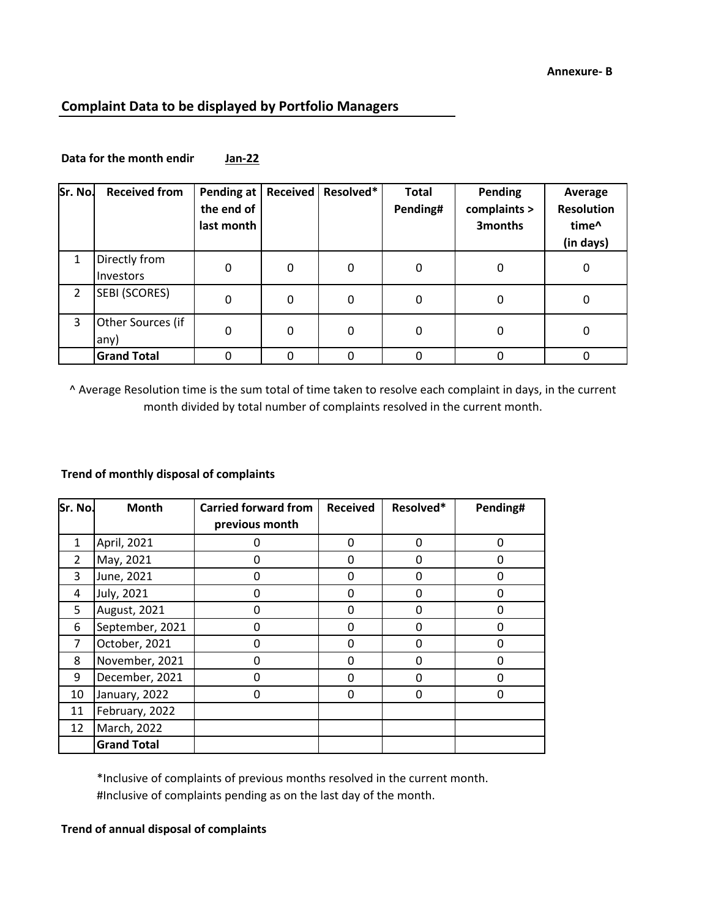Annexure- B

## Complaint Data to be displayed by Portfolio Managers

**Data for the month endir** **Jan-22**

| Sr. No. | Received from | Pending at the end of last month | Received | Resolved* | Total Pending# | Pending complaints > 3months | Average Resolution time^ (in days) |
|---|---|---|---|---|---|---|---|
| 1 | Directly from Investors | 0 | 0 | 0 | 0 | 0 | 0 |
| 2 | SEBI (SCORES) | 0 | 0 | 0 | 0 | 0 | 0 |
| 3 | Other Sources (if any) | 0 | 0 | 0 | 0 | 0 | 0 |
| | **Grand Total** | 0 | 0 | 0 | 0 | 0 | 0 |

^ Average Resolution time is the sum total of time taken to resolve each complaint in days, in the current month divided by total number of complaints resolved in the current month.

### Trend of monthly disposal of complaints

| Sr. No. | Month | Carried forward from previous month | Received | Resolved* | Pending# |
|---|---|---|---|---|---|
| 1 | April, 2021 | 0 | 0 | 0 | 0 |
| 2 | May, 2021 | 0 | 0 | 0 | 0 |
| 3 | June, 2021 | 0 | 0 | 0 | 0 |
| 4 | July, 2021 | 0 | 0 | 0 | 0 |
| 5 | August, 2021 | 0 | 0 | 0 | 0 |
| 6 | September, 2021 | 0 | 0 | 0 | 0 |
| 7 | October, 2021 | 0 | 0 | 0 | 0 |
| 8 | November, 2021 | 0 | 0 | 0 | 0 |
| 9 | December, 2021 | 0 | 0 | 0 | 0 |
| 10 | January, 2022 | 0 | 0 | 0 | 0 |
| 11 | February, 2022 | | | | |
| 12 | March, 2022 | | | | |
| | **Grand Total** | | | | |

*Inclusive of complaints of previous months resolved in the current month.
#Inclusive of complaints pending as on the last day of the month.

### Trend of annual disposal of complaints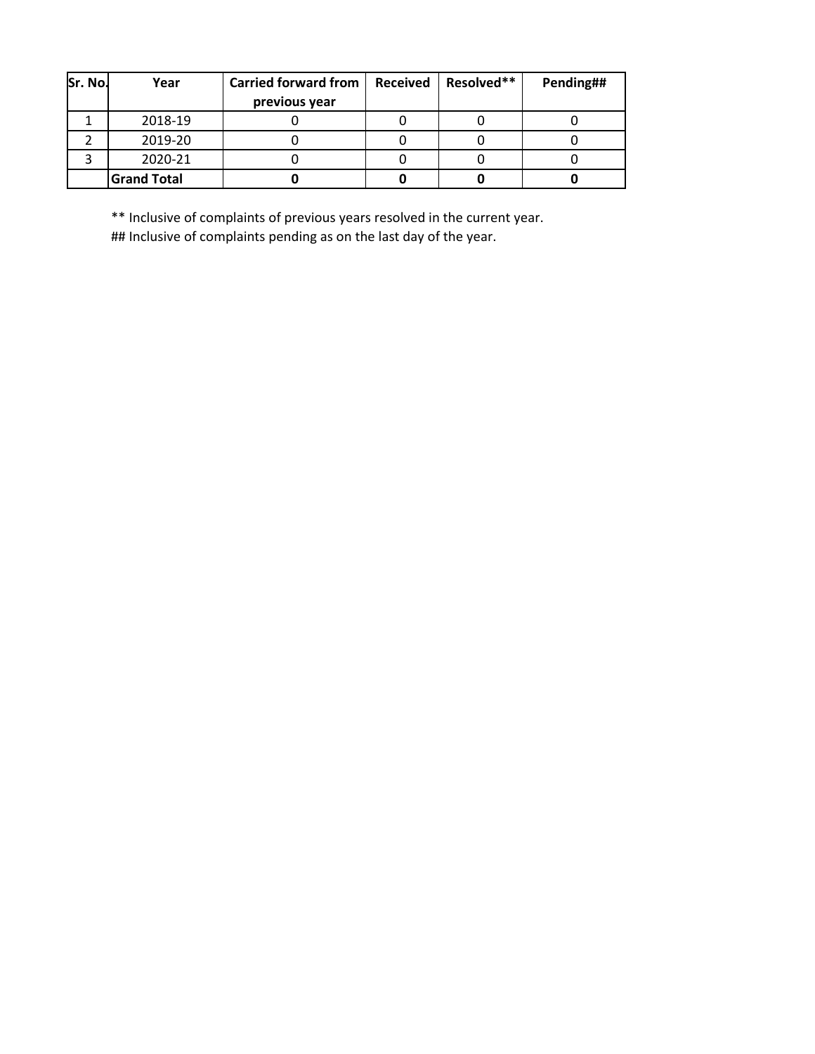| Sr. No. | Year | Carried forward from previous year | Received | Resolved** | Pending## |
|---|---|---|---|---|---|
| 1 | 2018-19 | 0 | 0 | 0 | 0 |
| 2 | 2019-20 | 0 | 0 | 0 | 0 |
| 3 | 2020-21 | 0 | 0 | 0 | 0 |
| | **Grand Total** | **0** | **0** | **0** | **0** |

** Inclusive of complaints of previous years resolved in the current year.

## Inclusive of complaints pending as on the last day of the year.